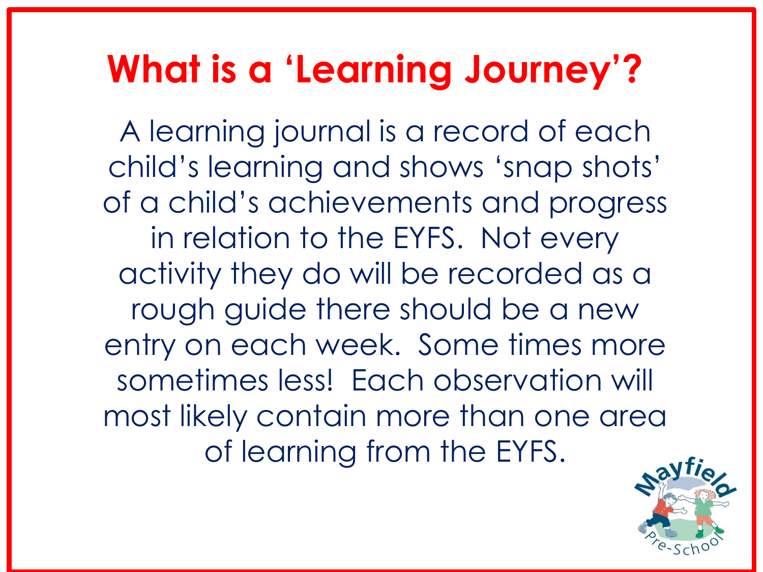# What is a 'Learning Journey'?

A learning journal is a record of each child's learning and shows 'snap shots' of a child's achievements and progress in relation to the EYFS. Not every activity they do will be recorded as a rough guide there should be a new entry on each week. Some times more sometimes less! Each observation will most likely contain more than one area of learning from the EYFS.

Mayfield Pre-School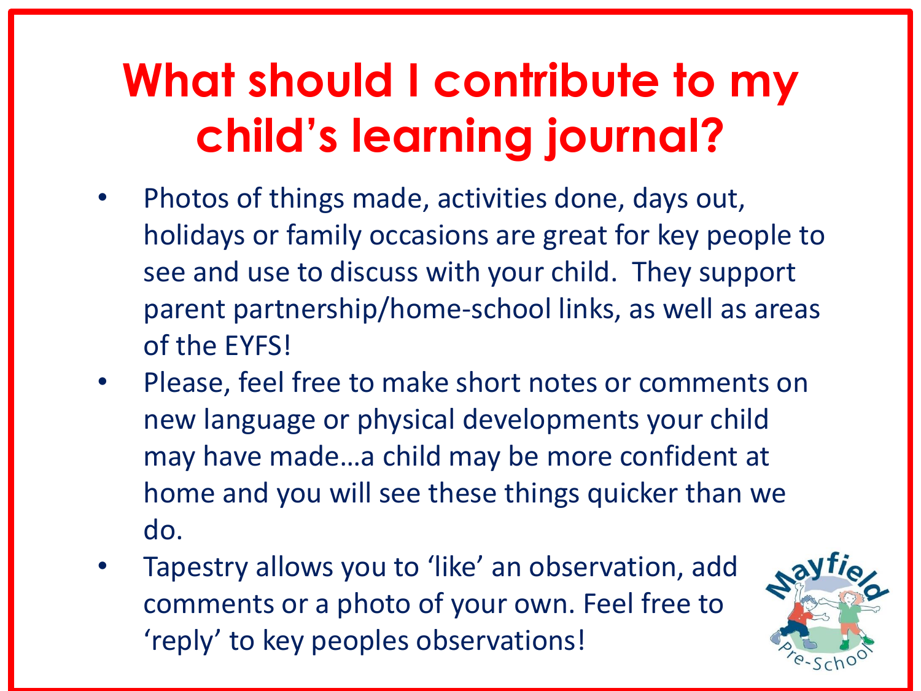# What should I contribute to my child's learning journal?

- Photos of things made, activities done, days out, holidays or family occasions are great for key people to see and use to discuss with your child. They support parent partnership/home-school links, as well as areas of the EYFS!
- Please, feel free to make short notes or comments on new language or physical developments your child may have made…a child may be more confident at home and you will see these things quicker than we do.
- Tapestry allows you to 'like' an observation, add comments or a photo of your own. Feel free to 'reply' to key peoples observations!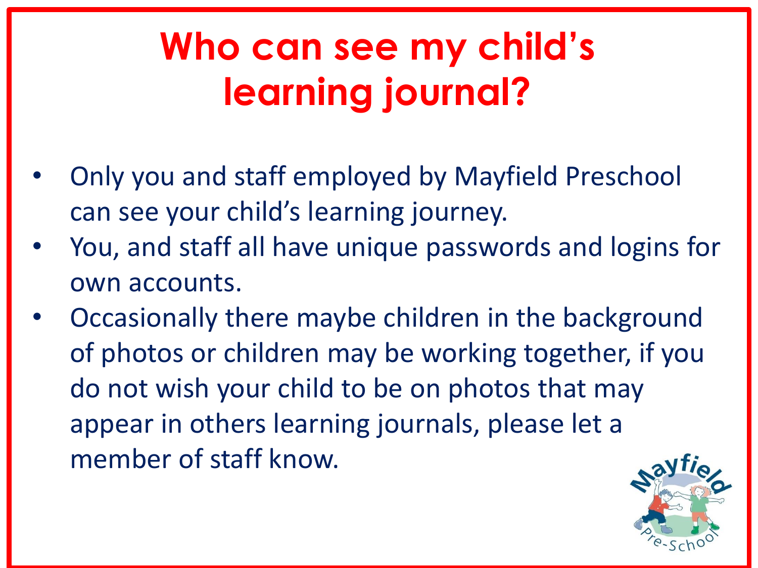# Who can see my child's learning journal?

- Only you and staff employed by Mayfield Preschool can see your child's learning journey.
- You, and staff all have unique passwords and logins for own accounts.
- Occasionally there maybe children in the background of photos or children may be working together, if you do not wish your child to be on photos that may appear in others learning journals, please let a member of staff know.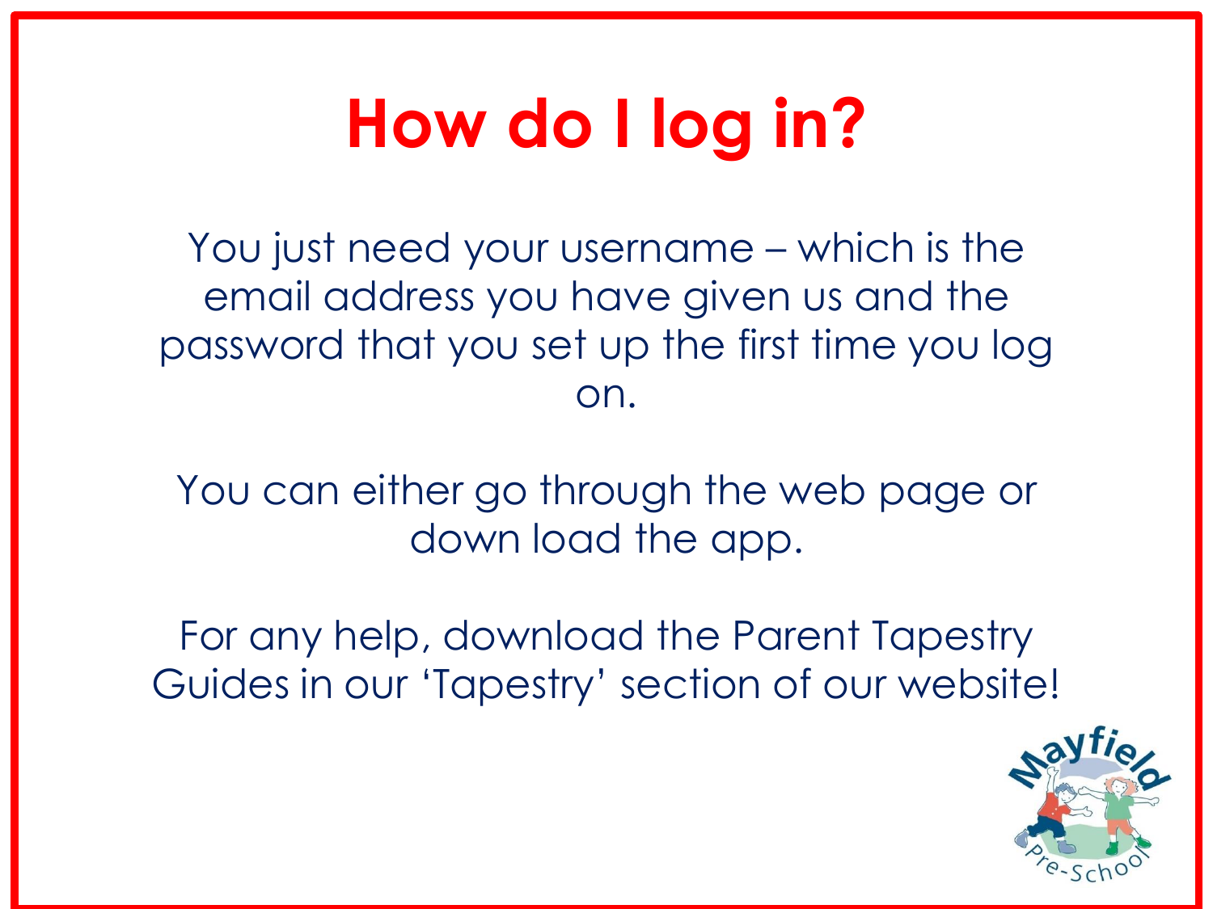# How do I log in?

You just need your username – which is the email address you have given us and the password that you set up the first time you log on.

You can either go through the web page or down load the app.

For any help, download the Parent Tapestry Guides in our 'Tapestry' section of our website!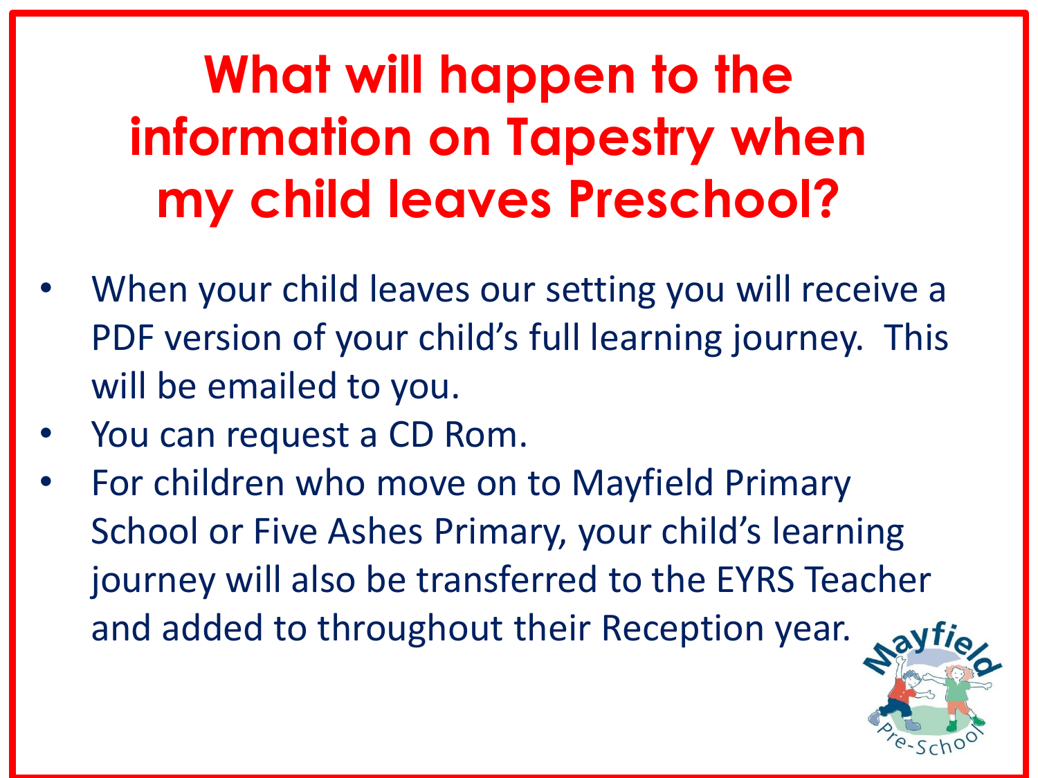# What will happen to the information on Tapestry when my child leaves Preschool?

- When your child leaves our setting you will receive a PDF version of your child's full learning journey. This will be emailed to you.
- You can request a CD Rom.
- For children who move on to Mayfield Primary School or Five Ashes Primary, your child's learning journey will also be transferred to the EYRS Teacher and added to throughout their Reception year.